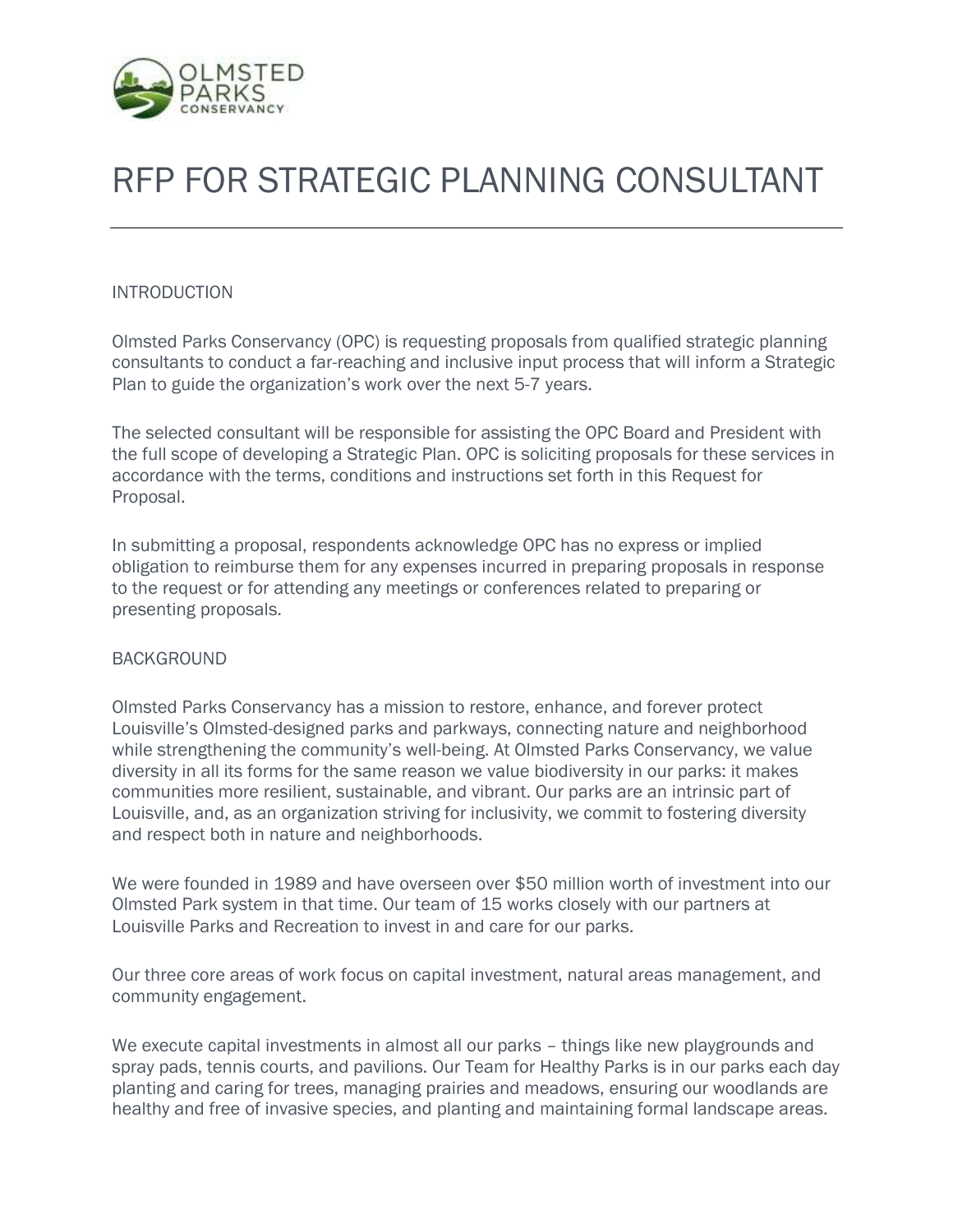# RFP FOR STRATEGIC PLANNING CONSULTANT

## INTRODUCTION

Olmsted Parks Conservancy (OPC) is requesting proposals from qualified strategic planning consultants to conduct a far-reaching and inclusive input process that will inform a Strategic Plan to guide the organization's work over the next 5-7 years.

The selected consultant will be responsible for assisting the OPC Board and President with the full scope of developing a Strategic Plan. OPC is soliciting proposals for these services in accordance with the terms, conditions and instructions set forth in this Request for Proposal.

In submitting a proposal, respondents acknowledge OPC has no express or implied obligation to reimburse them for any expenses incurred in preparing proposals in response to the request or for attending any meetings or conferences related to preparing or presenting proposals.

## BACKGROUND

Olmsted Parks Conservancy has a mission to restore, enhance, and forever protect Louisville's Olmsted-designed parks and parkways, connecting nature and neighborhood while strengthening the community's well-being. At Olmsted Parks Conservancy, we value diversity in all its forms for the same reason we value biodiversity in our parks: it makes communities more resilient, sustainable, and vibrant. Our parks are an intrinsic part of Louisville, and, as an organization striving for inclusivity, we commit to fostering diversity and respect both in nature and neighborhoods.

We were founded in 1989 and have overseen over $50 million worth of investment into our Olmsted Park system in that time. Our team of 15 works closely with our partners at Louisville Parks and Recreation to invest in and care for our parks.

Our three core areas of work focus on capital investment, natural areas management, and community engagement.

We execute capital investments in almost all our parks – things like new playgrounds and spray pads, tennis courts, and pavilions. Our Team for Healthy Parks is in our parks each day planting and caring for trees, managing prairies and meadows, ensuring our woodlands are healthy and free of invasive species, and planting and maintaining formal landscape areas.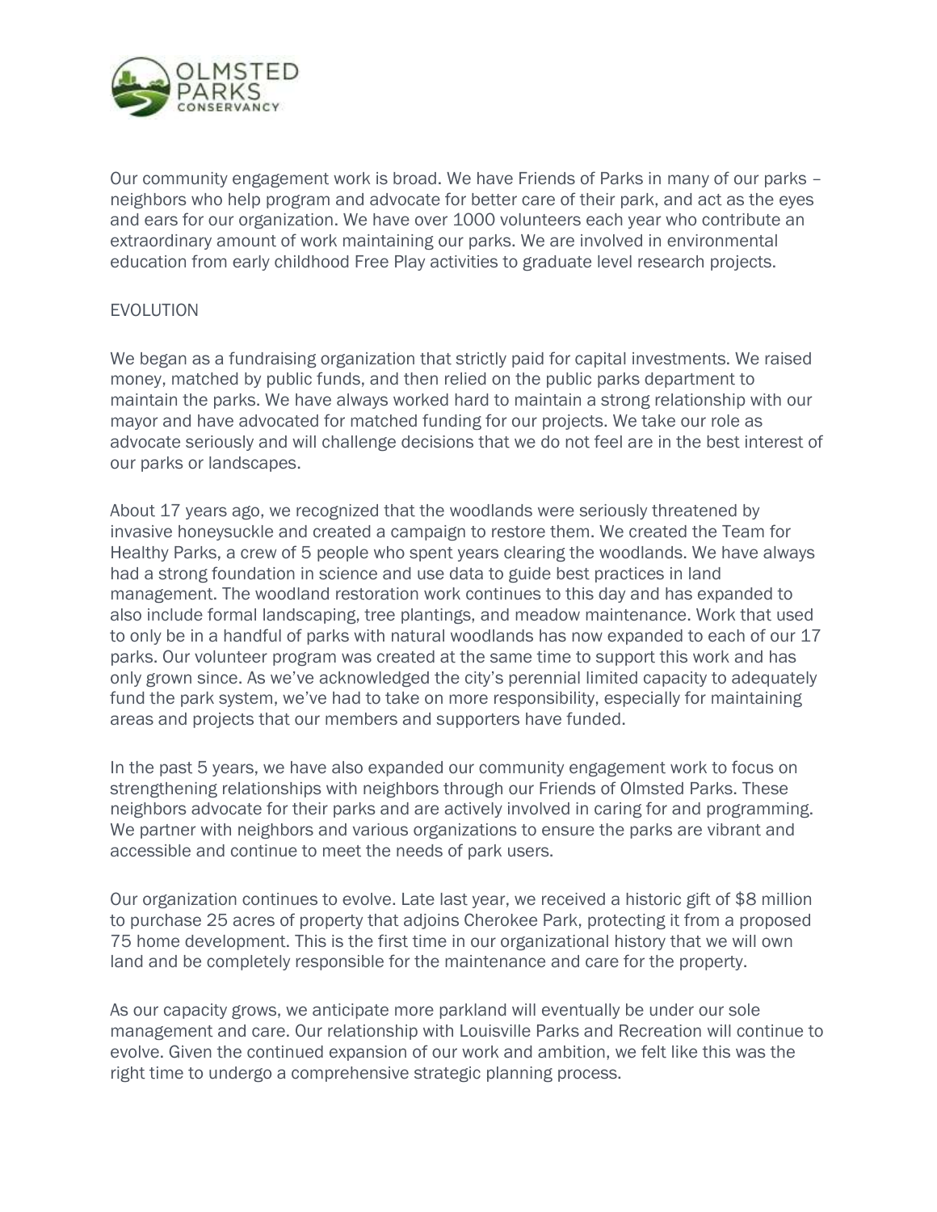Our community engagement work is broad. We have Friends of Parks in many of our parks – neighbors who help program and advocate for better care of their park, and act as the eyes and ears for our organization. We have over 1000 volunteers each year who contribute an extraordinary amount of work maintaining our parks. We are involved in environmental education from early childhood Free Play activities to graduate level research projects.

## EVOLUTION

We began as a fundraising organization that strictly paid for capital investments. We raised money, matched by public funds, and then relied on the public parks department to maintain the parks. We have always worked hard to maintain a strong relationship with our mayor and have advocated for matched funding for our projects. We take our role as advocate seriously and will challenge decisions that we do not feel are in the best interest of our parks or landscapes.

About 17 years ago, we recognized that the woodlands were seriously threatened by invasive honeysuckle and created a campaign to restore them. We created the Team for Healthy Parks, a crew of 5 people who spent years clearing the woodlands. We have always had a strong foundation in science and use data to guide best practices in land management. The woodland restoration work continues to this day and has expanded to also include formal landscaping, tree plantings, and meadow maintenance. Work that used to only be in a handful of parks with natural woodlands has now expanded to each of our 17 parks. Our volunteer program was created at the same time to support this work and has only grown since. As we've acknowledged the city's perennial limited capacity to adequately fund the park system, we've had to take on more responsibility, especially for maintaining areas and projects that our members and supporters have funded.

In the past 5 years, we have also expanded our community engagement work to focus on strengthening relationships with neighbors through our Friends of Olmsted Parks. These neighbors advocate for their parks and are actively involved in caring for and programming. We partner with neighbors and various organizations to ensure the parks are vibrant and accessible and continue to meet the needs of park users.

Our organization continues to evolve. Late last year, we received a historic gift of $8 million to purchase 25 acres of property that adjoins Cherokee Park, protecting it from a proposed 75 home development. This is the first time in our organizational history that we will own land and be completely responsible for the maintenance and care for the property.

As our capacity grows, we anticipate more parkland will eventually be under our sole management and care. Our relationship with Louisville Parks and Recreation will continue to evolve. Given the continued expansion of our work and ambition, we felt like this was the right time to undergo a comprehensive strategic planning process.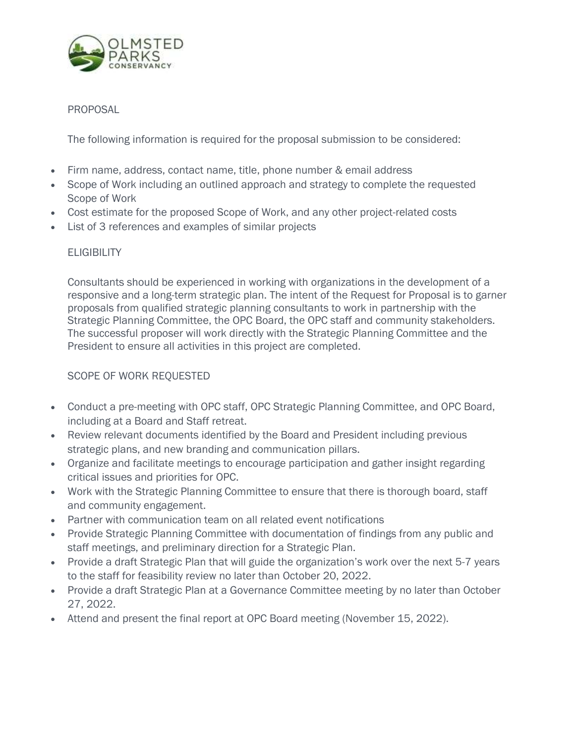## PROPOSAL

The following information is required for the proposal submission to be considered:

- Firm name, address, contact name, title, phone number & email address
- Scope of Work including an outlined approach and strategy to complete the requested Scope of Work
- Cost estimate for the proposed Scope of Work, and any other project-related costs
- List of 3 references and examples of similar projects

## ELIGIBILITY

Consultants should be experienced in working with organizations in the development of a responsive and a long-term strategic plan. The intent of the Request for Proposal is to garner proposals from qualified strategic planning consultants to work in partnership with the Strategic Planning Committee, the OPC Board, the OPC staff and community stakeholders. The successful proposer will work directly with the Strategic Planning Committee and the President to ensure all activities in this project are completed.

## SCOPE OF WORK REQUESTED

- Conduct a pre-meeting with OPC staff, OPC Strategic Planning Committee, and OPC Board, including at a Board and Staff retreat.
- Review relevant documents identified by the Board and President including previous strategic plans, and new branding and communication pillars.
- Organize and facilitate meetings to encourage participation and gather insight regarding critical issues and priorities for OPC.
- Work with the Strategic Planning Committee to ensure that there is thorough board, staff and community engagement.
- Partner with communication team on all related event notifications
- Provide Strategic Planning Committee with documentation of findings from any public and staff meetings, and preliminary direction for a Strategic Plan.
- Provide a draft Strategic Plan that will guide the organization's work over the next 5-7 years to the staff for feasibility review no later than October 20, 2022.
- Provide a draft Strategic Plan at a Governance Committee meeting by no later than October 27, 2022.
- Attend and present the final report at OPC Board meeting (November 15, 2022).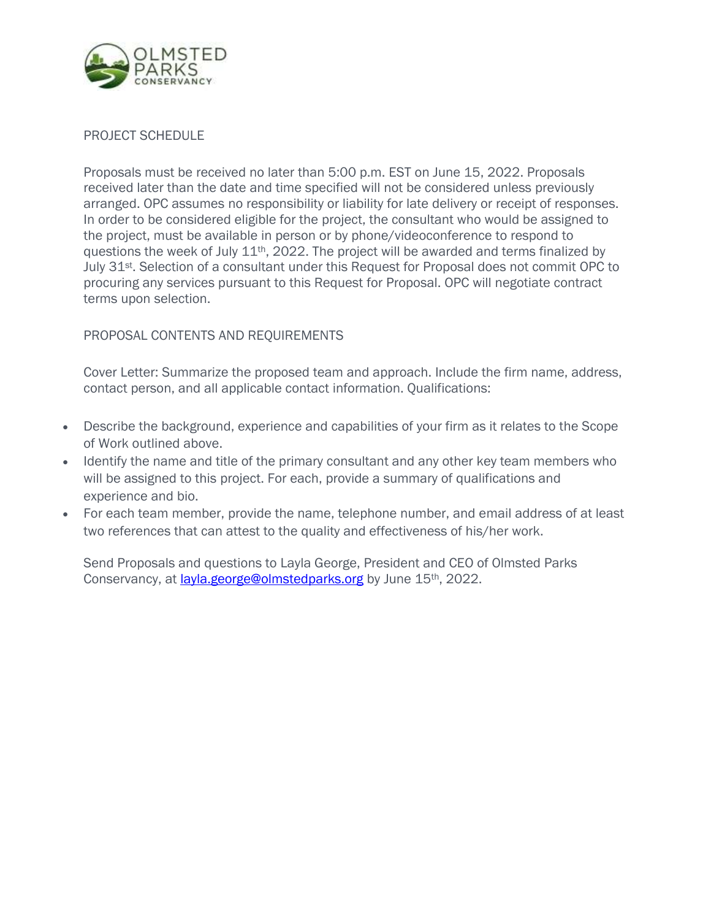## PROJECT SCHEDULE

Proposals must be received no later than 5:00 p.m. EST on June 15, 2022. Proposals received later than the date and time specified will not be considered unless previously arranged. OPC assumes no responsibility or liability for late delivery or receipt of responses. In order to be considered eligible for the project, the consultant who would be assigned to the project, must be available in person or by phone/videoconference to respond to questions the week of July 11th, 2022. The project will be awarded and terms finalized by July 31st. Selection of a consultant under this Request for Proposal does not commit OPC to procuring any services pursuant to this Request for Proposal. OPC will negotiate contract terms upon selection.

## PROPOSAL CONTENTS AND REQUIREMENTS

Cover Letter: Summarize the proposed team and approach. Include the firm name, address, contact person, and all applicable contact information. Qualifications:

- Describe the background, experience and capabilities of your firm as it relates to the Scope of Work outlined above.
- Identify the name and title of the primary consultant and any other key team members who will be assigned to this project. For each, provide a summary of qualifications and experience and bio.
- For each team member, provide the name, telephone number, and email address of at least two references that can attest to the quality and effectiveness of his/her work.

Send Proposals and questions to Layla George, President and CEO of Olmsted Parks Conservancy, at [layla.george@olmstedparks.org](mailto:layla.george@olmstedparks.org) by June 15th, 2022.